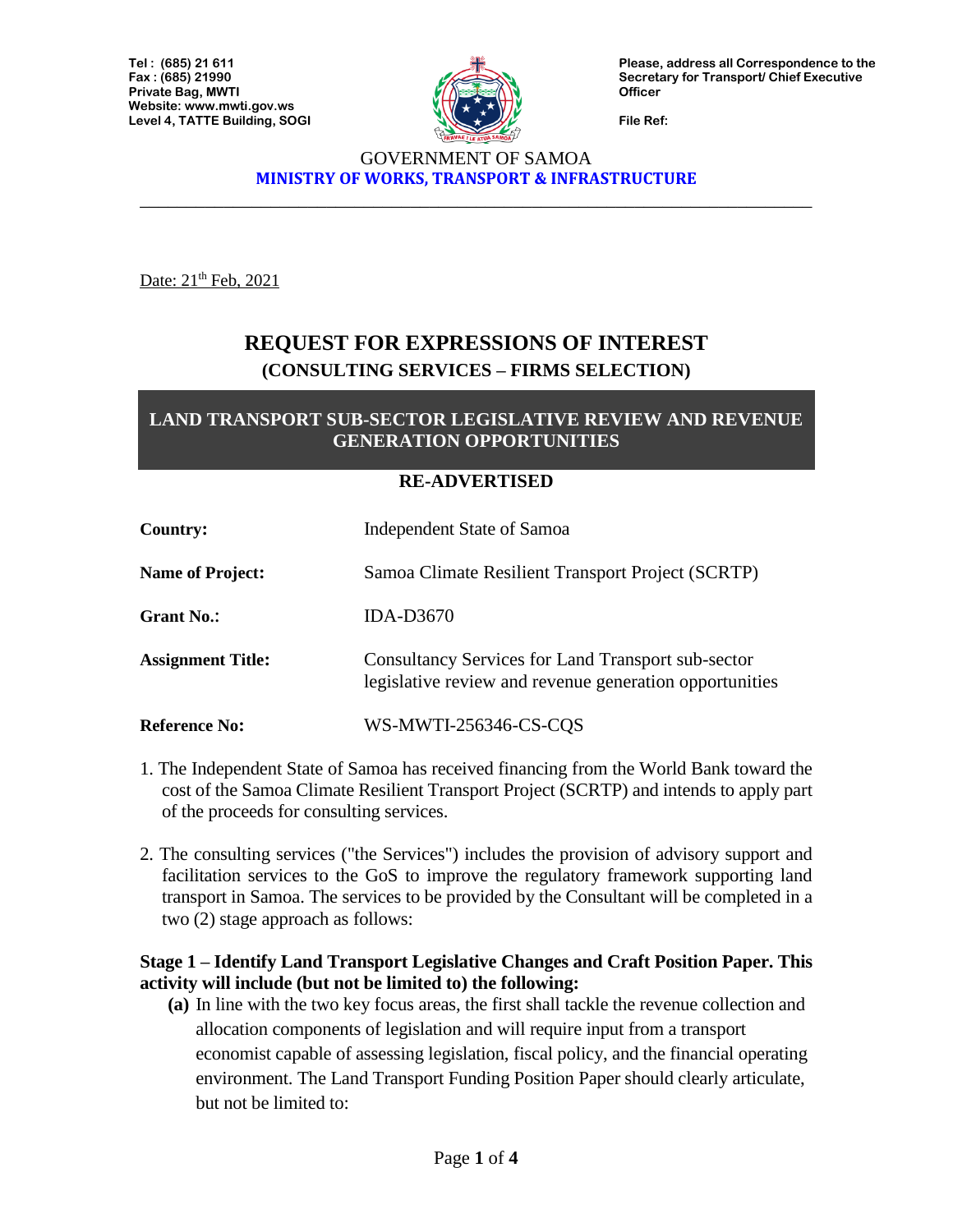Tel : (685) 21 611
Fax : (685) 21990
Private Bag, MWTI
Website: www.mwti.gov.ws
Level 4, TATTE Building, SOGI

Please, address all Correspondence to the Secretary for Transport/ Chief Executive Officer

File Ref:

GOVERNMENT OF SAMOA
**MINISTRY OF WORKS, TRANSPORT & INFRASTRUCTURE**

---

Date: 21th Feb, 2021

# REQUEST FOR EXPRESSIONS OF INTEREST
## (CONSULTING SERVICES – FIRMS SELECTION)

## LAND TRANSPORT SUB-SECTOR LEGISLATIVE REVIEW AND REVENUE GENERATION OPPORTUNITIES

**RE-ADVERTISED**

| | |
|---|---|
| **Country:** | Independent State of Samoa |
| **Name of Project:** | Samoa Climate Resilient Transport Project (SCRTP) |
| **Grant No.:** | IDA-D3670 |
| **Assignment Title:** | Consultancy Services for Land Transport sub-sector legislative review and revenue generation opportunities |
| **Reference No:** | WS-MWTI-256346-CS-CQS |

1. The Independent State of Samoa has received financing from the World Bank toward the cost of the Samoa Climate Resilient Transport Project (SCRTP) and intends to apply part of the proceeds for consulting services.

2. The consulting services ("the Services") includes the provision of advisory support and facilitation services to the GoS to improve the regulatory framework supporting land transport in Samoa. The services to be provided by the Consultant will be completed in a two (2) stage approach as follows:

**Stage 1 – Identify Land Transport Legislative Changes and Craft Position Paper. This activity will include (but not be limited to) the following:**

**(a)** In line with the two key focus areas, the first shall tackle the revenue collection and allocation components of legislation and will require input from a transport economist capable of assessing legislation, fiscal policy, and the financial operating environment. The Land Transport Funding Position Paper should clearly articulate, but not be limited to: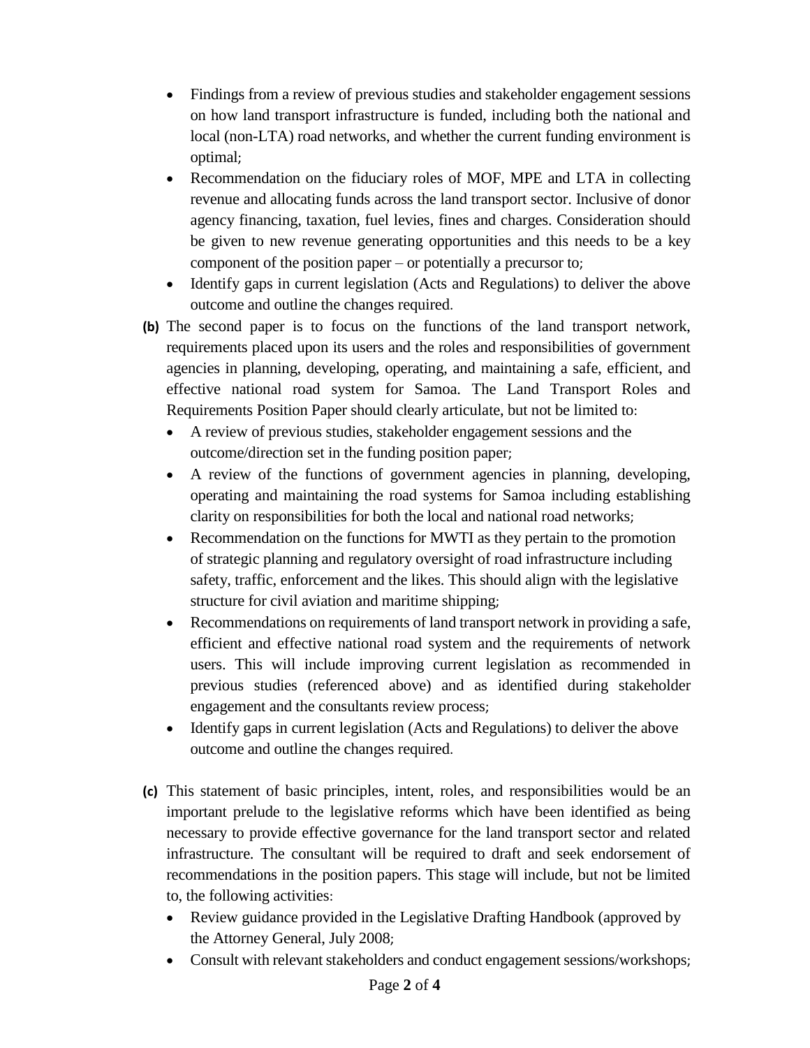- Findings from a review of previous studies and stakeholder engagement sessions on how land transport infrastructure is funded, including both the national and local (non-LTA) road networks, and whether the current funding environment is optimal;
- Recommendation on the fiduciary roles of MOF, MPE and LTA in collecting revenue and allocating funds across the land transport sector. Inclusive of donor agency financing, taxation, fuel levies, fines and charges. Consideration should be given to new revenue generating opportunities and this needs to be a key component of the position paper – or potentially a precursor to;
- Identify gaps in current legislation (Acts and Regulations) to deliver the above outcome and outline the changes required.

**(b)** The second paper is to focus on the functions of the land transport network, requirements placed upon its users and the roles and responsibilities of government agencies in planning, developing, operating, and maintaining a safe, efficient, and effective national road system for Samoa. The Land Transport Roles and Requirements Position Paper should clearly articulate, but not be limited to:

- A review of previous studies, stakeholder engagement sessions and the outcome/direction set in the funding position paper;
- A review of the functions of government agencies in planning, developing, operating and maintaining the road systems for Samoa including establishing clarity on responsibilities for both the local and national road networks;
- Recommendation on the functions for MWTI as they pertain to the promotion of strategic planning and regulatory oversight of road infrastructure including safety, traffic, enforcement and the likes. This should align with the legislative structure for civil aviation and maritime shipping;
- Recommendations on requirements of land transport network in providing a safe, efficient and effective national road system and the requirements of network users. This will include improving current legislation as recommended in previous studies (referenced above) and as identified during stakeholder engagement and the consultants review process;
- Identify gaps in current legislation (Acts and Regulations) to deliver the above outcome and outline the changes required.

**(c)** This statement of basic principles, intent, roles, and responsibilities would be an important prelude to the legislative reforms which have been identified as being necessary to provide effective governance for the land transport sector and related infrastructure. The consultant will be required to draft and seek endorsement of recommendations in the position papers. This stage will include, but not be limited to, the following activities:

- Review guidance provided in the Legislative Drafting Handbook (approved by the Attorney General, July 2008;
- Consult with relevant stakeholders and conduct engagement sessions/workshops;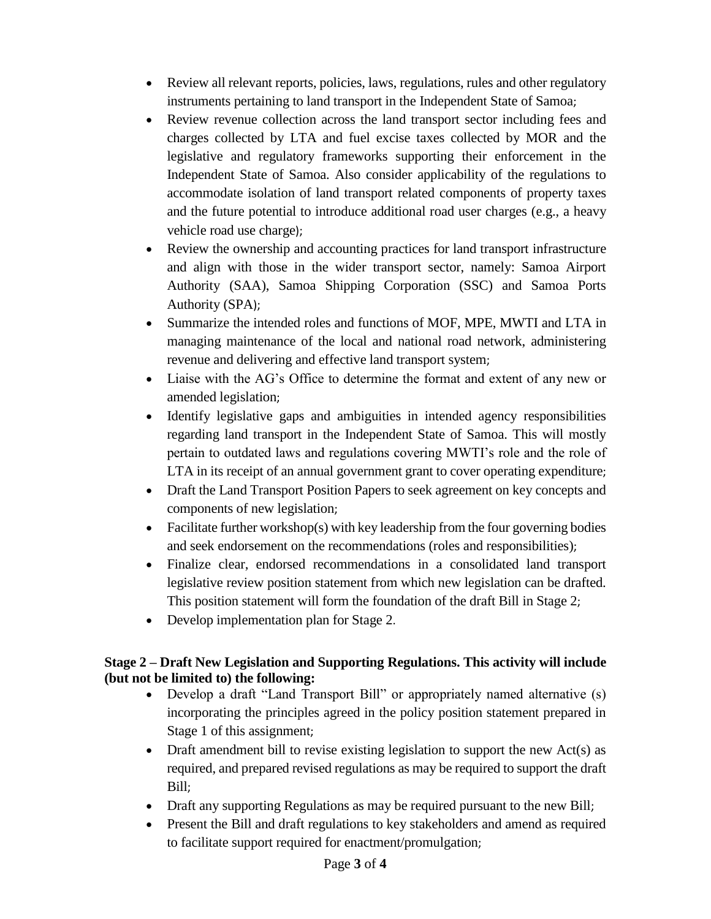- Review all relevant reports, policies, laws, regulations, rules and other regulatory instruments pertaining to land transport in the Independent State of Samoa;
- Review revenue collection across the land transport sector including fees and charges collected by LTA and fuel excise taxes collected by MOR and the legislative and regulatory frameworks supporting their enforcement in the Independent State of Samoa. Also consider applicability of the regulations to accommodate isolation of land transport related components of property taxes and the future potential to introduce additional road user charges (e.g., a heavy vehicle road use charge);
- Review the ownership and accounting practices for land transport infrastructure and align with those in the wider transport sector, namely: Samoa Airport Authority (SAA), Samoa Shipping Corporation (SSC) and Samoa Ports Authority (SPA);
- Summarize the intended roles and functions of MOF, MPE, MWTI and LTA in managing maintenance of the local and national road network, administering revenue and delivering and effective land transport system;
- Liaise with the AG's Office to determine the format and extent of any new or amended legislation;
- Identify legislative gaps and ambiguities in intended agency responsibilities regarding land transport in the Independent State of Samoa. This will mostly pertain to outdated laws and regulations covering MWTI's role and the role of LTA in its receipt of an annual government grant to cover operating expenditure;
- Draft the Land Transport Position Papers to seek agreement on key concepts and components of new legislation;
- Facilitate further workshop(s) with key leadership from the four governing bodies and seek endorsement on the recommendations (roles and responsibilities);
- Finalize clear, endorsed recommendations in a consolidated land transport legislative review position statement from which new legislation can be drafted. This position statement will form the foundation of the draft Bill in Stage 2;
- Develop implementation plan for Stage 2.

**Stage 2 – Draft New Legislation and Supporting Regulations. This activity will include (but not be limited to) the following:**

- Develop a draft "Land Transport Bill" or appropriately named alternative (s) incorporating the principles agreed in the policy position statement prepared in Stage 1 of this assignment;
- Draft amendment bill to revise existing legislation to support the new Act(s) as required, and prepared revised regulations as may be required to support the draft Bill;
- Draft any supporting Regulations as may be required pursuant to the new Bill;
- Present the Bill and draft regulations to key stakeholders and amend as required to facilitate support required for enactment/promulgation;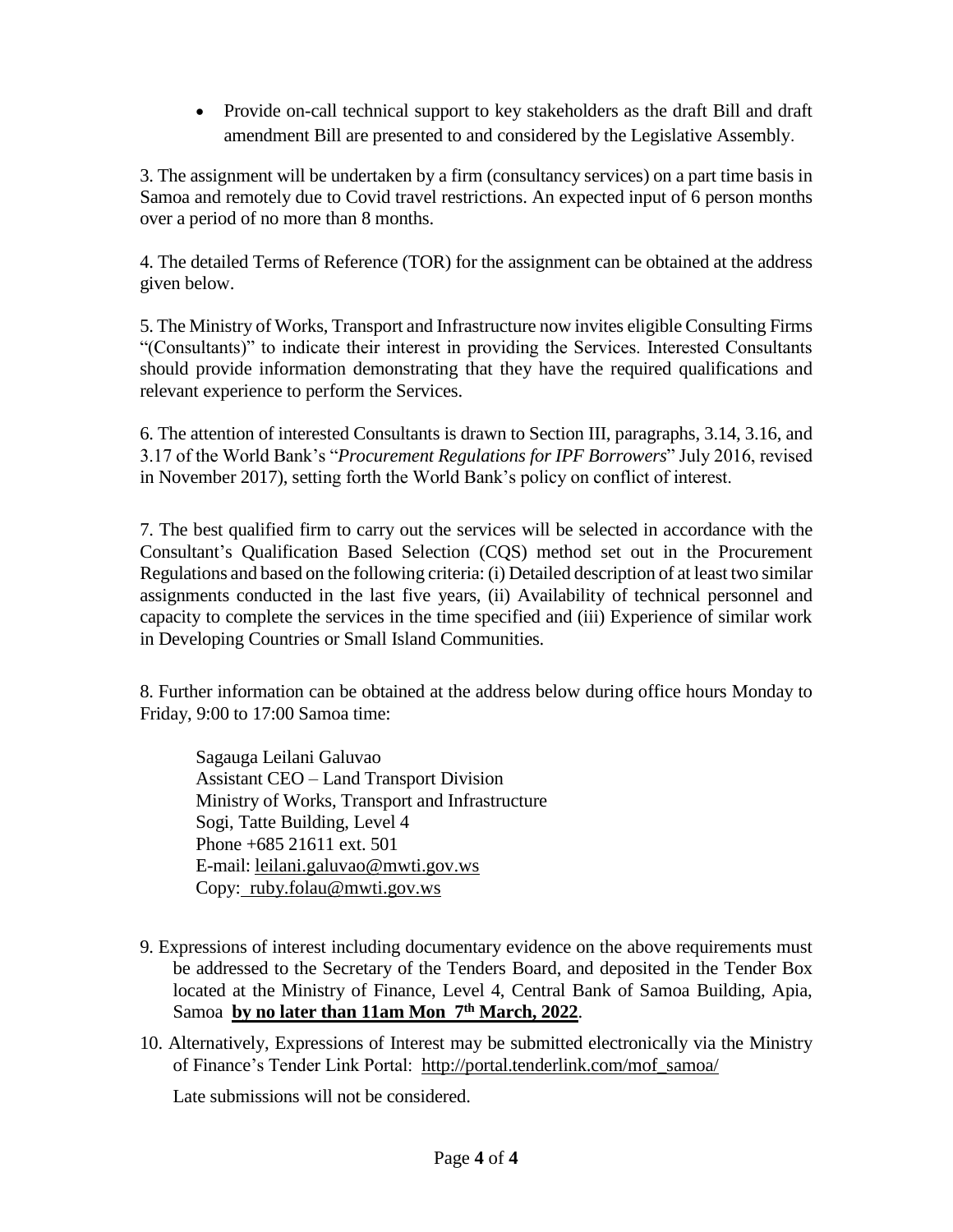- Provide on-call technical support to key stakeholders as the draft Bill and draft amendment Bill are presented to and considered by the Legislative Assembly.

3. The assignment will be undertaken by a firm (consultancy services) on a part time basis in Samoa and remotely due to Covid travel restrictions. An expected input of 6 person months over a period of no more than 8 months.

4. The detailed Terms of Reference (TOR) for the assignment can be obtained at the address given below.

5. The Ministry of Works, Transport and Infrastructure now invites eligible Consulting Firms "(Consultants)" to indicate their interest in providing the Services. Interested Consultants should provide information demonstrating that they have the required qualifications and relevant experience to perform the Services.

6. The attention of interested Consultants is drawn to Section III, paragraphs, 3.14, 3.16, and 3.17 of the World Bank's "*Procurement Regulations for IPF Borrowers*" July 2016, revised in November 2017), setting forth the World Bank's policy on conflict of interest.

7. The best qualified firm to carry out the services will be selected in accordance with the Consultant's Qualification Based Selection (CQS) method set out in the Procurement Regulations and based on the following criteria: (i) Detailed description of at least two similar assignments conducted in the last five years, (ii) Availability of technical personnel and capacity to complete the services in the time specified and (iii) Experience of similar work in Developing Countries or Small Island Communities.

8. Further information can be obtained at the address below during office hours Monday to Friday, 9:00 to 17:00 Samoa time:

Sagauga Leilani Galuvao
Assistant CEO – Land Transport Division
Ministry of Works, Transport and Infrastructure
Sogi, Tatte Building, Level 4
Phone +685 21611 ext. 501
E-mail: leilani.galuvao@mwti.gov.ws
Copy: ruby.folau@mwti.gov.ws

9. Expressions of interest including documentary evidence on the above requirements must be addressed to the Secretary of the Tenders Board, and deposited in the Tender Box located at the Ministry of Finance, Level 4, Central Bank of Samoa Building, Apia, Samoa **by no later than 11am Mon 7th March, 2022**.

10. Alternatively, Expressions of Interest may be submitted electronically via the Ministry of Finance's Tender Link Portal: http://portal.tenderlink.com/mof_samoa/

Late submissions will not be considered.